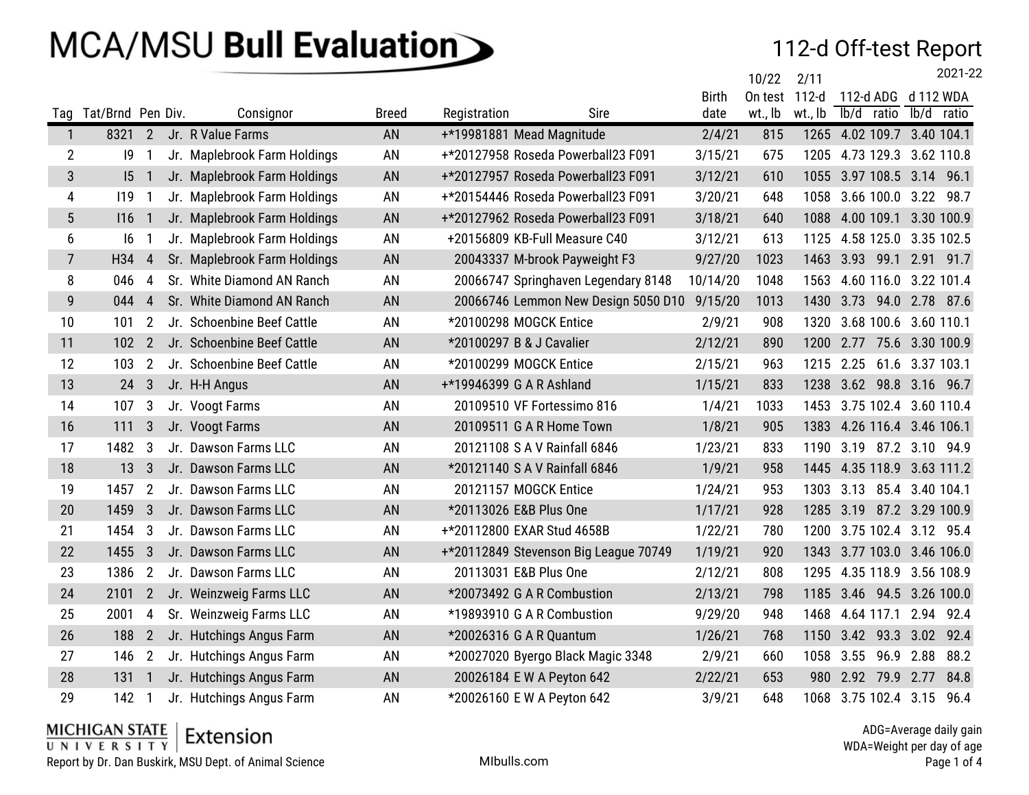# MCA/MSU Bull Evaluation

## 112-d Off-test Report

2021-22

| Tag | Tat/Brnd | Pen | Div. | Consignor | Breed | Registration | Sire | Birth date | 10/22 On test wt., lb | 2/11 112-d wt., lb | 112-d ADG lb/d | 112-d ADG ratio | d 112 WDA lb/d | d 112 WDA ratio |
|---|---|---|---|---|---|---|---|---|---|---|---|---|---|---|
| 1 | 8321 | 2 | Jr. | R Value Farms | AN | +*19981881 | Mead Magnitude | 2/4/21 | 815 | 1265 | 4.02 | 109.7 | 3.40 | 104.1 |
| 2 | I9 | 1 | Jr. | Maplebrook Farm Holdings | AN | +*20127958 | Roseda Powerball23 F091 | 3/15/21 | 675 | 1205 | 4.73 | 129.3 | 3.62 | 110.8 |
| 3 | I5 | 1 | Jr. | Maplebrook Farm Holdings | AN | +*20127957 | Roseda Powerball23 F091 | 3/12/21 | 610 | 1055 | 3.97 | 108.5 | 3.14 | 96.1 |
| 4 | I19 | 1 | Jr. | Maplebrook Farm Holdings | AN | +*20154446 | Roseda Powerball23 F091 | 3/20/21 | 648 | 1058 | 3.66 | 100.0 | 3.22 | 98.7 |
| 5 | I16 | 1 | Jr. | Maplebrook Farm Holdings | AN | +*20127962 | Roseda Powerball23 F091 | 3/18/21 | 640 | 1088 | 4.00 | 109.1 | 3.30 | 100.9 |
| 6 | I6 | 1 | Jr. | Maplebrook Farm Holdings | AN | +20156809 | KB-Full Measure C40 | 3/12/21 | 613 | 1125 | 4.58 | 125.0 | 3.35 | 102.5 |
| 7 | H34 | 4 | Sr. | Maplebrook Farm Holdings | AN | 20043337 | M-brook Payweight F3 | 9/27/20 | 1023 | 1463 | 3.93 | 99.1 | 2.91 | 91.7 |
| 8 | 046 | 4 | Sr. | White Diamond AN Ranch | AN | 20066747 | Springhaven Legendary 8148 | 10/14/20 | 1048 | 1563 | 4.60 | 116.0 | 3.22 | 101.4 |
| 9 | 044 | 4 | Sr. | White Diamond AN Ranch | AN | 20066746 | Lemmon New Design 5050 D10 | 9/15/20 | 1013 | 1430 | 3.73 | 94.0 | 2.78 | 87.6 |
| 10 | 101 | 2 | Jr. | Schoenbine Beef Cattle | AN | *20100298 | MOGCK Entice | 2/9/21 | 908 | 1320 | 3.68 | 100.6 | 3.60 | 110.1 |
| 11 | 102 | 2 | Jr. | Schoenbine Beef Cattle | AN | *20100297 | B & J Cavalier | 2/12/21 | 890 | 1200 | 2.77 | 75.6 | 3.30 | 100.9 |
| 12 | 103 | 2 | Jr. | Schoenbine Beef Cattle | AN | *20100299 | MOGCK Entice | 2/15/21 | 963 | 1215 | 2.25 | 61.6 | 3.37 | 103.1 |
| 13 | 24 | 3 | Jr. | H-H Angus | AN | +*19946399 | G A R Ashland | 1/15/21 | 833 | 1238 | 3.62 | 98.8 | 3.16 | 96.7 |
| 14 | 107 | 3 | Jr. | Voogt Farms | AN | 20109510 | VF Fortessimo 816 | 1/4/21 | 1033 | 1453 | 3.75 | 102.4 | 3.60 | 110.4 |
| 16 | 111 | 3 | Jr. | Voogt Farms | AN | 20109511 | G A R Home Town | 1/8/21 | 905 | 1383 | 4.26 | 116.4 | 3.46 | 106.1 |
| 17 | 1482 | 3 | Jr. | Dawson Farms LLC | AN | 20121108 | S A V Rainfall 6846 | 1/23/21 | 833 | 1190 | 3.19 | 87.2 | 3.10 | 94.9 |
| 18 | 13 | 3 | Jr. | Dawson Farms LLC | AN | *20121140 | S A V Rainfall 6846 | 1/9/21 | 958 | 1445 | 4.35 | 118.9 | 3.63 | 111.2 |
| 19 | 1457 | 2 | Jr. | Dawson Farms LLC | AN | 20121157 | MOGCK Entice | 1/24/21 | 953 | 1303 | 3.13 | 85.4 | 3.40 | 104.1 |
| 20 | 1459 | 3 | Jr. | Dawson Farms LLC | AN | *20113026 | E&B Plus One | 1/17/21 | 928 | 1285 | 3.19 | 87.2 | 3.29 | 100.9 |
| 21 | 1454 | 3 | Jr. | Dawson Farms LLC | AN | +*20112800 | EXAR Stud 4658B | 1/22/21 | 780 | 1200 | 3.75 | 102.4 | 3.12 | 95.4 |
| 22 | 1455 | 3 | Jr. | Dawson Farms LLC | AN | +*20112849 | Stevenson Big League 70749 | 1/19/21 | 920 | 1343 | 3.77 | 103.0 | 3.46 | 106.0 |
| 23 | 1386 | 2 | Jr. | Dawson Farms LLC | AN | 20113031 | E&B Plus One | 2/12/21 | 808 | 1295 | 4.35 | 118.9 | 3.56 | 108.9 |
| 24 | 2101 | 2 | Jr. | Weinzweig Farms LLC | AN | *20073492 | G A R Combustion | 2/13/21 | 798 | 1185 | 3.46 | 94.5 | 3.26 | 100.0 |
| 25 | 2001 | 4 | Sr. | Weinzweig Farms LLC | AN | *19893910 | G A R Combustion | 9/29/20 | 948 | 1468 | 4.64 | 117.1 | 2.94 | 92.4 |
| 26 | 188 | 2 | Jr. | Hutchings Angus Farm | AN | *20026316 | G A R Quantum | 1/26/21 | 768 | 1150 | 3.42 | 93.3 | 3.02 | 92.4 |
| 27 | 146 | 2 | Jr. | Hutchings Angus Farm | AN | *20027020 | Byergo Black Magic 3348 | 2/9/21 | 660 | 1058 | 3.55 | 96.9 | 2.88 | 88.2 |
| 28 | 131 | 1 | Jr. | Hutchings Angus Farm | AN | 20026184 | E W A Peyton 642 | 2/22/21 | 653 | 980 | 2.92 | 79.9 | 2.77 | 84.8 |
| 29 | 142 | 1 | Jr. | Hutchings Angus Farm | AN | *20026160 | E W A Peyton 642 | 3/9/21 | 648 | 1068 | 3.75 | 102.4 | 3.15 | 96.4 |

MICHIGAN STATE UNIVERSITY | Extension

Report by Dr. Dan Buskirk, MSU Dept. of Animal Science

MIbulls.com

ADG=Average daily gain
WDA=Weight per day of age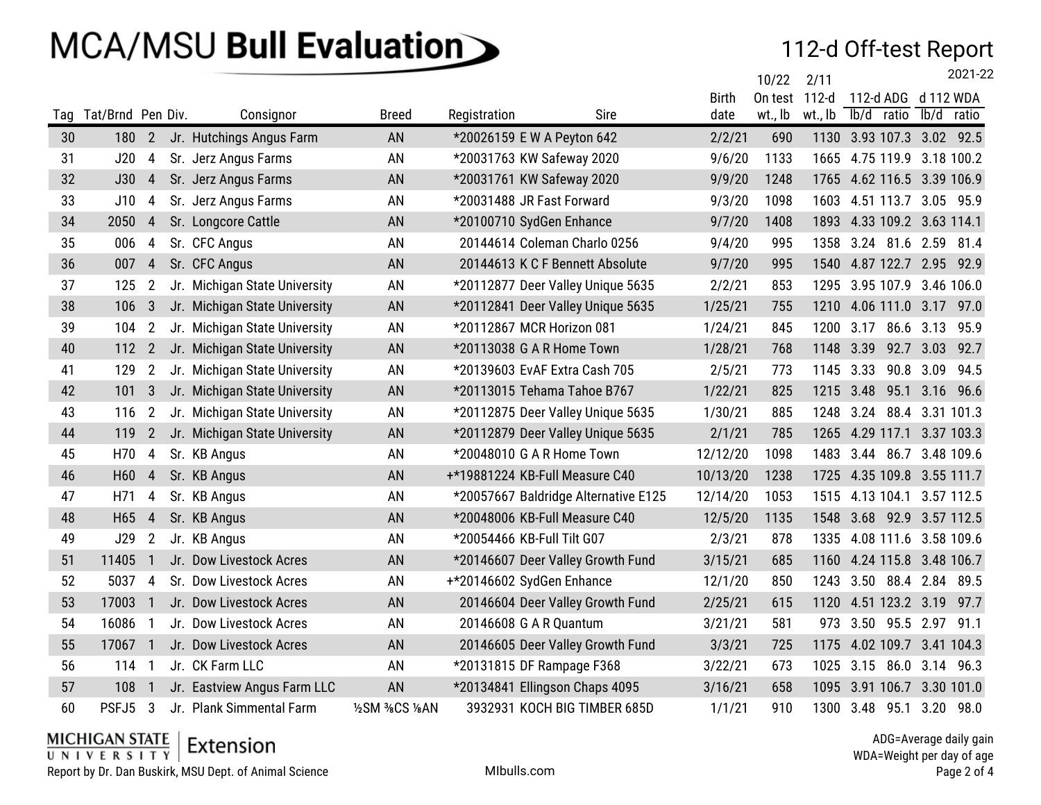# MCA/MSU **Bull Evaluation**

## 112-d Off-test Report

2021-22

| Tag | Tat/Brnd | Pen | Div. | Consignor | Breed | Registration | Sire | Birth date | 10/22 On test wt., lb | 2/11 112-d wt., lb | 112-d ADG lb/d | 112-d ADG ratio | d 112 WDA lb/d | d 112 WDA ratio |
|---|---|---|---|---|---|---|---|---|---|---|---|---|---|---|
| 30 | 180 | 2 | Jr. | Hutchings Angus Farm | AN | *20026159 | E W A Peyton 642 | 2/2/21 | 690 | 1130 | 3.93 | 107.3 | 3.02 | 92.5 |
| 31 | J20 | 4 | Sr. | Jerz Angus Farms | AN | *20031763 | KW Safeway 2020 | 9/6/20 | 1133 | 1665 | 4.75 | 119.9 | 3.18 | 100.2 |
| 32 | J30 | 4 | Sr. | Jerz Angus Farms | AN | *20031761 | KW Safeway 2020 | 9/9/20 | 1248 | 1765 | 4.62 | 116.5 | 3.39 | 106.9 |
| 33 | J10 | 4 | Sr. | Jerz Angus Farms | AN | *20031488 | JR Fast Forward | 9/3/20 | 1098 | 1603 | 4.51 | 113.7 | 3.05 | 95.9 |
| 34 | 2050 | 4 | Sr. | Longcore Cattle | AN | *20100710 | SydGen Enhance | 9/7/20 | 1408 | 1893 | 4.33 | 109.2 | 3.63 | 114.1 |
| 35 | 006 | 4 | Sr. | CFC Angus | AN | 20144614 | Coleman Charlo 0256 | 9/4/20 | 995 | 1358 | 3.24 | 81.6 | 2.59 | 81.4 |
| 36 | 007 | 4 | Sr. | CFC Angus | AN | 20144613 | K C F Bennett Absolute | 9/7/20 | 995 | 1540 | 4.87 | 122.7 | 2.95 | 92.9 |
| 37 | 125 | 2 | Jr. | Michigan State University | AN | *20112877 | Deer Valley Unique 5635 | 2/2/21 | 853 | 1295 | 3.95 | 107.9 | 3.46 | 106.0 |
| 38 | 106 | 3 | Jr. | Michigan State University | AN | *20112841 | Deer Valley Unique 5635 | 1/25/21 | 755 | 1210 | 4.06 | 111.0 | 3.17 | 97.0 |
| 39 | 104 | 2 | Jr. | Michigan State University | AN | *20112867 | MCR Horizon 081 | 1/24/21 | 845 | 1200 | 3.17 | 86.6 | 3.13 | 95.9 |
| 40 | 112 | 2 | Jr. | Michigan State University | AN | *20113038 | G A R Home Town | 1/28/21 | 768 | 1148 | 3.39 | 92.7 | 3.03 | 92.7 |
| 41 | 129 | 2 | Jr. | Michigan State University | AN | *20139603 | EvAF Extra Cash 705 | 2/5/21 | 773 | 1145 | 3.33 | 90.8 | 3.09 | 94.5 |
| 42 | 101 | 3 | Jr. | Michigan State University | AN | *20113015 | Tehama Tahoe B767 | 1/22/21 | 825 | 1215 | 3.48 | 95.1 | 3.16 | 96.6 |
| 43 | 116 | 2 | Jr. | Michigan State University | AN | *20112875 | Deer Valley Unique 5635 | 1/30/21 | 885 | 1248 | 3.24 | 88.4 | 3.31 | 101.3 |
| 44 | 119 | 2 | Jr. | Michigan State University | AN | *20112879 | Deer Valley Unique 5635 | 2/1/21 | 785 | 1265 | 4.29 | 117.1 | 3.37 | 103.3 |
| 45 | H70 | 4 | Sr. | KB Angus | AN | *20048010 | G A R Home Town | 12/12/20 | 1098 | 1483 | 3.44 | 86.7 | 3.48 | 109.6 |
| 46 | H60 | 4 | Sr. | KB Angus | AN | +*19881224 | KB-Full Measure C40 | 10/13/20 | 1238 | 1725 | 4.35 | 109.8 | 3.55 | 111.7 |
| 47 | H71 | 4 | Sr. | KB Angus | AN | *20057667 | Baldridge Alternative E125 | 12/14/20 | 1053 | 1515 | 4.13 | 104.1 | 3.57 | 112.5 |
| 48 | H65 | 4 | Sr. | KB Angus | AN | *20048006 | KB-Full Measure C40 | 12/5/20 | 1135 | 1548 | 3.68 | 92.9 | 3.57 | 112.5 |
| 49 | J29 | 2 | Jr. | KB Angus | AN | *20054466 | KB-Full Tilt G07 | 2/3/21 | 878 | 1335 | 4.08 | 111.6 | 3.58 | 109.6 |
| 51 | 11405 | 1 | Jr. | Dow Livestock Acres | AN | *20146607 | Deer Valley Growth Fund | 3/15/21 | 685 | 1160 | 4.24 | 115.8 | 3.48 | 106.7 |
| 52 | 5037 | 4 | Sr. | Dow Livestock Acres | AN | +*20146602 | SydGen Enhance | 12/1/20 | 850 | 1243 | 3.50 | 88.4 | 2.84 | 89.5 |
| 53 | 17003 | 1 | Jr. | Dow Livestock Acres | AN | 20146604 | Deer Valley Growth Fund | 2/25/21 | 615 | 1120 | 4.51 | 123.2 | 3.19 | 97.7 |
| 54 | 16086 | 1 | Jr. | Dow Livestock Acres | AN | 20146608 | G A R Quantum | 3/21/21 | 581 | 973 | 3.50 | 95.5 | 2.97 | 91.1 |
| 55 | 17067 | 1 | Jr. | Dow Livestock Acres | AN | 20146605 | Deer Valley Growth Fund | 3/3/21 | 725 | 1175 | 4.02 | 109.7 | 3.41 | 104.3 |
| 56 | 114 | 1 | Jr. | CK Farm LLC | AN | *20131815 | DF Rampage F368 | 3/22/21 | 673 | 1025 | 3.15 | 86.0 | 3.14 | 96.3 |
| 57 | 108 | 1 | Jr. | Eastview Angus Farm LLC | AN | *20134841 | Ellingson Chaps 4095 | 3/16/21 | 658 | 1095 | 3.91 | 106.7 | 3.30 | 101.0 |
| 60 | PSFJ5 | 3 | Jr. | Plank Simmental Farm | ½SM ⅜CS ⅛AN | 3932931 | KOCH BIG TIMBER 685D | 1/1/21 | 910 | 1300 | 3.48 | 95.1 | 3.20 | 98.0 |

MICHIGAN STATE UNIVERSITY | Extension

Report by Dr. Dan Buskirk, MSU Dept. of Animal Science

MIbulls.com

ADG=Average daily gain
WDA=Weight per day of age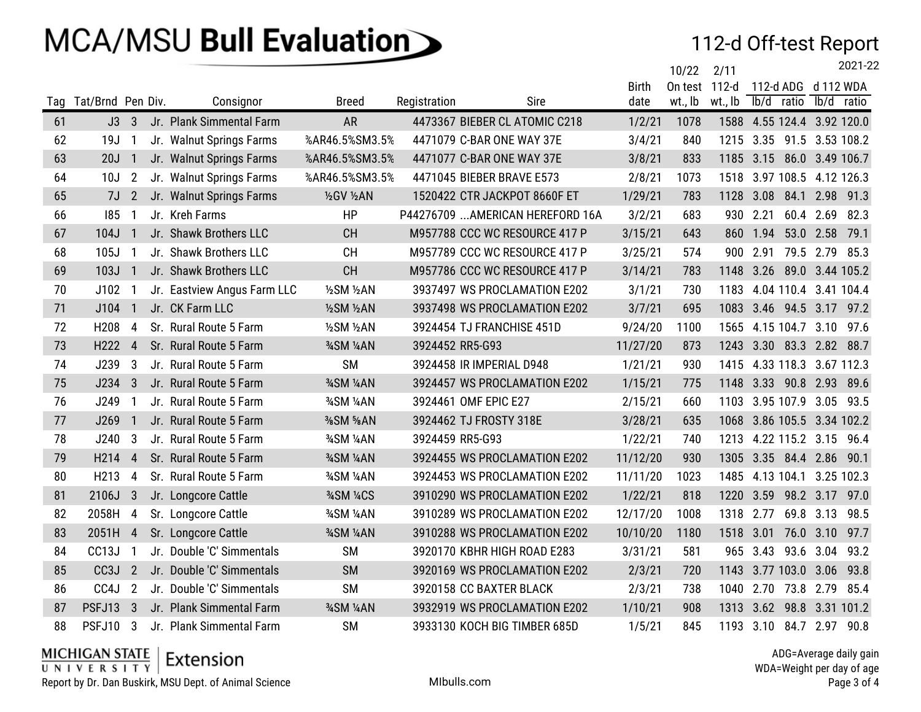# MCA/MSU **Bull Evaluation**

## 112-d Off-test Report

2021-22

| Tag | Tat/Brnd | Pen | Div. | Consignor | Breed | Registration | Sire | Birth date | 10/22 On test wt., lb | 2/11 112-d wt., lb | 112-d ADG lb/d | 112-d ADG ratio | d 112 WDA lb/d | d 112 WDA ratio |
|---|---|---|---|---|---|---|---|---|---|---|---|---|---|---|
| 61 | J3 | 3 | Jr. | Plank Simmental Farm | AR | 4473367 | BIEBER CL ATOMIC C218 | 1/2/21 | 1078 | 1588 | 4.55 | 124.4 | 3.92 | 120.0 |
| 62 | 19J | 1 | Jr. | Walnut Springs Farms | %AR46.5%SM3.5% | 4471079 | C-BAR ONE WAY 37E | 3/4/21 | 840 | 1215 | 3.35 | 91.5 | 3.53 | 108.2 |
| 63 | 20J | 1 | Jr. | Walnut Springs Farms | %AR46.5%SM3.5% | 4471077 | C-BAR ONE WAY 37E | 3/8/21 | 833 | 1185 | 3.15 | 86.0 | 3.49 | 106.7 |
| 64 | 10J | 2 | Jr. | Walnut Springs Farms | %AR46.5%SM3.5% | 4471045 | BIEBER BRAVE E573 | 2/8/21 | 1073 | 1518 | 3.97 | 108.5 | 4.12 | 126.3 |
| 65 | 7J | 2 | Jr. | Walnut Springs Farms | ½GV ½AN | 1520422 | CTR JACKPOT 8660F ET | 1/29/21 | 783 | 1128 | 3.08 | 84.1 | 2.98 | 91.3 |
| 66 | I85 | 1 | Jr. | Kreh Farms | HP | P44276709 | ...AMERICAN HEREFORD 16A | 3/2/21 | 683 | 930 | 2.21 | 60.4 | 2.69 | 82.3 |
| 67 | 104J | 1 | Jr. | Shawk Brothers LLC | CH | M957788 | CCC WC RESOURCE 417 P | 3/15/21 | 643 | 860 | 1.94 | 53.0 | 2.58 | 79.1 |
| 68 | 105J | 1 | Jr. | Shawk Brothers LLC | CH | M957789 | CCC WC RESOURCE 417 P | 3/25/21 | 574 | 900 | 2.91 | 79.5 | 2.79 | 85.3 |
| 69 | 103J | 1 | Jr. | Shawk Brothers LLC | CH | M957786 | CCC WC RESOURCE 417 P | 3/14/21 | 783 | 1148 | 3.26 | 89.0 | 3.44 | 105.2 |
| 70 | J102 | 1 | Jr. | Eastview Angus Farm LLC | ½SM ½AN | 3937497 | WS PROCLAMATION E202 | 3/1/21 | 730 | 1183 | 4.04 | 110.4 | 3.41 | 104.4 |
| 71 | J104 | 1 | Jr. | CK Farm LLC | ½SM ½AN | 3937498 | WS PROCLAMATION E202 | 3/7/21 | 695 | 1083 | 3.46 | 94.5 | 3.17 | 97.2 |
| 72 | H208 | 4 | Sr. | Rural Route 5 Farm | ½SM ½AN | 3924454 | TJ FRANCHISE 451D | 9/24/20 | 1100 | 1565 | 4.15 | 104.7 | 3.10 | 97.6 |
| 73 | H222 | 4 | Sr. | Rural Route 5 Farm | ¾SM ¼AN | 3924452 | RR5-G93 | 11/27/20 | 873 | 1243 | 3.30 | 83.3 | 2.82 | 88.7 |
| 74 | J239 | 3 | Jr. | Rural Route 5 Farm | SM | 3924458 | IR IMPERIAL D948 | 1/21/21 | 930 | 1415 | 4.33 | 118.3 | 3.67 | 112.3 |
| 75 | J234 | 3 | Jr. | Rural Route 5 Farm | ¾SM ¼AN | 3924457 | WS PROCLAMATION E202 | 1/15/21 | 775 | 1148 | 3.33 | 90.8 | 2.93 | 89.6 |
| 76 | J249 | 1 | Jr. | Rural Route 5 Farm | ¾SM ¼AN | 3924461 | OMF EPIC E27 | 2/15/21 | 660 | 1103 | 3.95 | 107.9 | 3.05 | 93.5 |
| 77 | J269 | 1 | Jr. | Rural Route 5 Farm | ⅜SM ⅝AN | 3924462 | TJ FROSTY 318E | 3/28/21 | 635 | 1068 | 3.86 | 105.5 | 3.34 | 102.2 |
| 78 | J240 | 3 | Jr. | Rural Route 5 Farm | ¾SM ¼AN | 3924459 | RR5-G93 | 1/22/21 | 740 | 1213 | 4.22 | 115.2 | 3.15 | 96.4 |
| 79 | H214 | 4 | Sr. | Rural Route 5 Farm | ¾SM ¼AN | 3924455 | WS PROCLAMATION E202 | 11/12/20 | 930 | 1305 | 3.35 | 84.4 | 2.86 | 90.1 |
| 80 | H213 | 4 | Sr. | Rural Route 5 Farm | ¾SM ¼AN | 3924453 | WS PROCLAMATION E202 | 11/11/20 | 1023 | 1485 | 4.13 | 104.1 | 3.25 | 102.3 |
| 81 | 2106J | 3 | Jr. | Longcore Cattle | ¾SM ¼CS | 3910290 | WS PROCLAMATION E202 | 1/22/21 | 818 | 1220 | 3.59 | 98.2 | 3.17 | 97.0 |
| 82 | 2058H | 4 | Sr. | Longcore Cattle | ¾SM ¼AN | 3910289 | WS PROCLAMATION E202 | 12/17/20 | 1008 | 1318 | 2.77 | 69.8 | 3.13 | 98.5 |
| 83 | 2051H | 4 | Sr. | Longcore Cattle | ¾SM ¼AN | 3910288 | WS PROCLAMATION E202 | 10/10/20 | 1180 | 1518 | 3.01 | 76.0 | 3.10 | 97.7 |
| 84 | CC13J | 1 | Jr. | Double 'C' Simmentals | SM | 3920170 | KBHR HIGH ROAD E283 | 3/31/21 | 581 | 965 | 3.43 | 93.6 | 3.04 | 93.2 |
| 85 | CC3J | 2 | Jr. | Double 'C' Simmentals | SM | 3920169 | WS PROCLAMATION E202 | 2/3/21 | 720 | 1143 | 3.77 | 103.0 | 3.06 | 93.8 |
| 86 | CC4J | 2 | Jr. | Double 'C' Simmentals | SM | 3920158 | CC BAXTER BLACK | 2/3/21 | 738 | 1040 | 2.70 | 73.8 | 2.79 | 85.4 |
| 87 | PSFJ13 | 3 | Jr. | Plank Simmental Farm | ¾SM ¼AN | 3932919 | WS PROCLAMATION E202 | 1/10/21 | 908 | 1313 | 3.62 | 98.8 | 3.31 | 101.2 |
| 88 | PSFJ10 | 3 | Jr. | Plank Simmental Farm | SM | 3933130 | KOCH BIG TIMBER 685D | 1/5/21 | 845 | 1193 | 3.10 | 84.7 | 2.97 | 90.8 |

MICHIGAN STATE UNIVERSITY | Extension

Report by Dr. Dan Buskirk, MSU Dept. of Animal Science

MIbulls.com

ADG=Average daily gain
WDA=Weight per day of age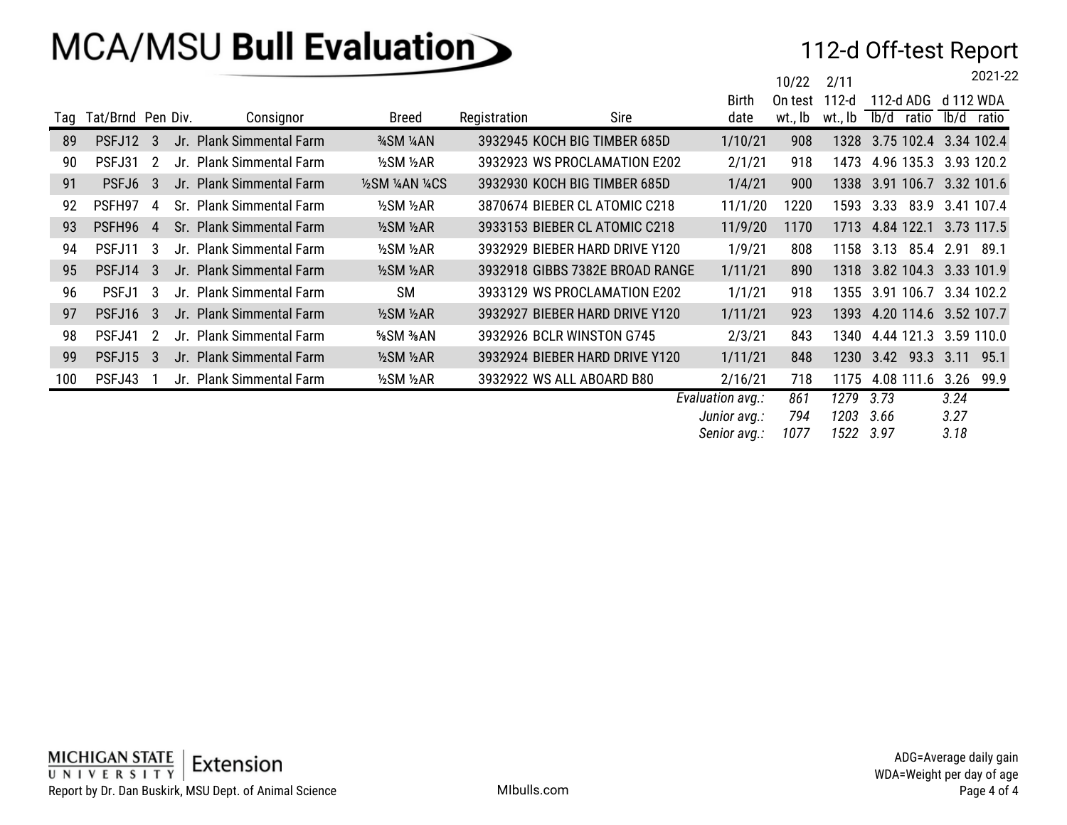# MCA/MSU **Bull Evaluation**

## 112-d Off-test Report

2021-22

| Tag | Tat/Brnd | Pen | Div. | Consignor | Breed | Registration | Sire | Birth date | 10/22 On test wt., lb | 2/11 112-d wt., lb | 112-d ADG lb/d | 112-d ADG ratio | d 112 WDA lb/d | d 112 WDA ratio |
|---|---|---|---|---|---|---|---|---|---|---|---|---|---|---|
| 89 | PSFJ12 | 3 | Jr. | Plank Simmental Farm | ¾SM ¼AN | 3932945 | KOCH BIG TIMBER 685D | 1/10/21 | 908 | 1328 | 3.75 | 102.4 | 3.34 | 102.4 |
| 90 | PSFJ31 | 2 | Jr. | Plank Simmental Farm | ½SM ½AR | 3932923 | WS PROCLAMATION E202 | 2/1/21 | 918 | 1473 | 4.96 | 135.3 | 3.93 | 120.2 |
| 91 | PSFJ6 | 3 | Jr. | Plank Simmental Farm | ½SM ¼AN ¼CS | 3932930 | KOCH BIG TIMBER 685D | 1/4/21 | 900 | 1338 | 3.91 | 106.7 | 3.32 | 101.6 |
| 92 | PSFH97 | 4 | Sr. | Plank Simmental Farm | ½SM ½AR | 3870674 | BIEBER CL ATOMIC C218 | 11/1/20 | 1220 | 1593 | 3.33 | 83.9 | 3.41 | 107.4 |
| 93 | PSFH96 | 4 | Sr. | Plank Simmental Farm | ½SM ½AR | 3933153 | BIEBER CL ATOMIC C218 | 11/9/20 | 1170 | 1713 | 4.84 | 122.1 | 3.73 | 117.5 |
| 94 | PSFJ11 | 3 | Jr. | Plank Simmental Farm | ½SM ½AR | 3932929 | BIEBER HARD DRIVE Y120 | 1/9/21 | 808 | 1158 | 3.13 | 85.4 | 2.91 | 89.1 |
| 95 | PSFJ14 | 3 | Jr. | Plank Simmental Farm | ½SM ½AR | 3932918 | GIBBS 7382E BROAD RANGE | 1/11/21 | 890 | 1318 | 3.82 | 104.3 | 3.33 | 101.9 |
| 96 | PSFJ1 | 3 | Jr. | Plank Simmental Farm | SM | 3933129 | WS PROCLAMATION E202 | 1/1/21 | 918 | 1355 | 3.91 | 106.7 | 3.34 | 102.2 |
| 97 | PSFJ16 | 3 | Jr. | Plank Simmental Farm | ½SM ½AR | 3932927 | BIEBER HARD DRIVE Y120 | 1/11/21 | 923 | 1393 | 4.20 | 114.6 | 3.52 | 107.7 |
| 98 | PSFJ41 | 2 | Jr. | Plank Simmental Farm | ⅝SM ⅜AN | 3932926 | BCLR WINSTON G745 | 2/3/21 | 843 | 1340 | 4.44 | 121.3 | 3.59 | 110.0 |
| 99 | PSFJ15 | 3 | Jr. | Plank Simmental Farm | ½SM ½AR | 3932924 | BIEBER HARD DRIVE Y120 | 1/11/21 | 848 | 1230 | 3.42 | 93.3 | 3.11 | 95.1 |
| 100 | PSFJ43 | 1 | Jr. | Plank Simmental Farm | ½SM ½AR | 3932922 | WS ALL ABOARD B80 | 2/16/21 | 718 | 1175 | 4.08 | 111.6 | 3.26 | 99.9 |
| | | | | | | | | *Evaluation avg.:* | *861* | *1279* | *3.73* | | *3.24* | |
| | | | | | | | | *Junior avg.:* | *794* | *1203* | *3.66* | | *3.27* | |
| | | | | | | | | *Senior avg.:* | *1077* | *1522* | *3.97* | | *3.18* | |

MICHIGAN STATE UNIVERSITY | Extension

Report by Dr. Dan Buskirk, MSU Dept. of Animal Science

MIbulls.com

ADG=Average daily gain
WDA=Weight per day of age